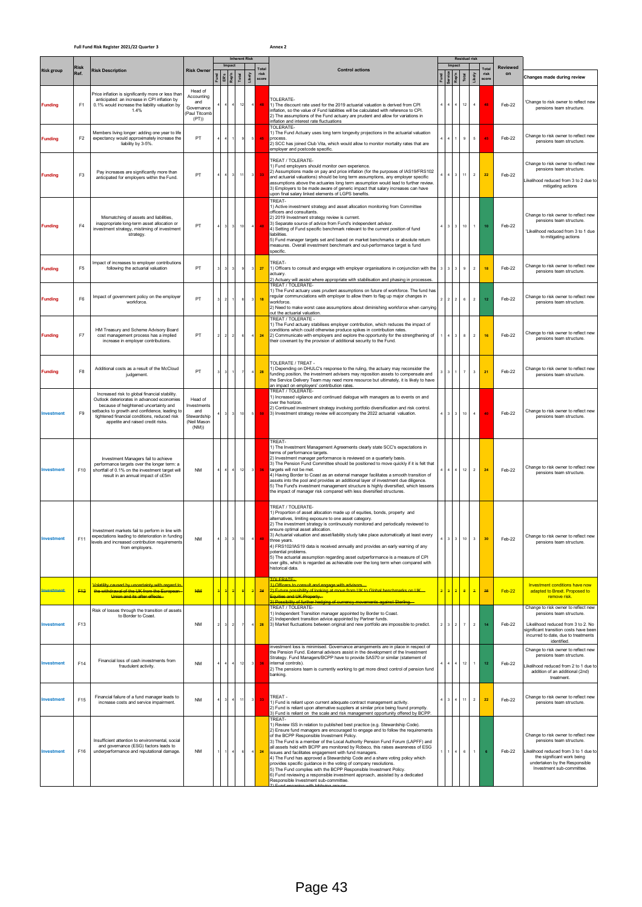**Full Fund Risk Register 2021/22 Quarter 3**

**Annex 2**

| Risk group | Risk Ref. | Risk Description | Risk Owner | Inherent Risk Impact Fund | ER's | Rep'n | Total | Likely | Total risk score | Control actions | Residual risk Impact Fund | Service | Rep'n | Total | Likely | Total risk score | Reviewed on | Changes made during review |
|---|---|---|---|---|---|---|---|---|---|---|---|---|---|---|---|---|---|---|
| Funding | F1 | Price inflation is significantly more or less than anticipated: an increase in CPI inflation by 0.1% would increase the liability valuation by 1.4% | Head of Accounting and Governance (Paul Titcomb (PT)) | 4 | 4 | 4 | 12 | 4 | 48 | TOLERATE- 1) The discount rate used for the 2019 actuarial valuation is derived from CPI inflation, so the value of Fund liabilities will be calculated with reference to CPI. 2) The assumptions of the Fund actuary are prudent and allow for variations in inflation and interest rate fluctuations | 4 | 4 | 4 | 12 | 4 | 48 | Feb-22 | 'Change to risk owner to reflect new pensions team structure. |
| Funding | F2 | Members living longer: adding one year to life expectancy would approximately increase the liability by 3-5%. | PT | 4 | 4 | 1 | 9 | 5 | 45 | TOLERATE- 1) The Fund Actuary uses long term longevity projections in the actuarial valuation process. 2) SCC has joined Club Vita, which would allow to monitor mortality rates that are employer and postcode specific. | 4 | 4 | 1 | 9 | 5 | 45 | Feb-22 | Change to risk owner to reflect new pensions team structure. |
| Funding | F3 | Pay increases are significantly more than anticipated for employers within the Fund. | PT | 4 | 4 | 3 | 11 | 3 | 33 | TREAT / TOLERATE- 1) Fund employers should monitor own experience. 2) Assumptions made on pay and price inflation (for the purposes of IAS19/FRS102 and actuarial valuations) should be long term assumptions, any employer specific assumptions above the actuaries long term assumption would lead to further review. 3) Employers to be made aware of generic impact that salary increases can have upon final salary linked elements of LGPS benefits. | 4 | 4 | 3 | 11 | 2 | 22 | Feb-22 | Change to risk owner to reflect new pensions team structure. Likelihood reduced from 3 to 2 due to mitigating actions |
| Funding | F4 | Mismatching of assets and liabilities, inappropriate long-term asset allocation or investment strategy, mistiming of investment strategy. | PT | 4 | 3 | 3 | 10 | 4 | 40 | TREAT- 1) Active investment strategy and asset allocation monitoring from Committee officers and consultants. 2) 2019 Investment strategy review is current. 3) Separate source of advice from Fund's independent advisor. 4) Setting of Fund specific benchmark relevant to the current position of fund liabilities. 5) Fund manager targets set and based on market benchmarks or absolute return measures. Overall investment benchmark and out-performance target is fund specific. | 4 | 3 | 3 | 10 | 1 | 10 | Feb-22 | Change to risk owner to reflect new pensions team structure. 'Likelihood reduced from 3 to 1 due to mitigating actions |
| Funding | F5 | Impact of increases to employer contributions following the actuarial valuation | PT | 3 | 3 | 3 | 9 | 3 | 27 | TREAT- 1) Officers to consult and engage with employer organisations in conjunction with the actuary. 2) Actuary will assist where appropriate with stabilisation and phasing in processes. | 3 | 3 | 3 | 9 | 2 | 18 | Feb-22 | Change to risk owner to reflect new pensions team structure. |
| Funding | F6 | Impact of government policy on the employer workforce. | PT | 3 | 2 | 1 | 6 | 3 | 18 | TREAT / TOLERATE- 1) The Fund actuary uses prudent assumptions on future of workforce. The fund has regular communciations with employer to allow them to flag up major changes in workforce. 2) Need to make worst case assumptions about diminishing workforce when carrying out the actuarial valuation. | 2 | 2 | 2 | 6 | 2 | 12 | Feb-22 | Change to risk owner to reflect new pensions team structure. |
| Funding | F7 | HM Treasury and Scheme Advisory Board cost management process has a implied increase in employer contributions. | PT | 2 | 2 | 2 | 6 | 4 | 24 | TREAT / TOLERATE - 1) The Fund actuary stabilises employer contribution, which reduces the impact of conditions which could otherwise produce spikes in contribution rates. 2) Communicate with employers and explore the opportunity for the strengthening of their covenant by the provision of additional security to the Fund. | 1 | 4 | 3 | 8 | 2 | 16 | Feb-22 | Change to risk owner to reflect new pensions team structure. |
| Funding | F8 | Additional costs as a result of the McCloud judgement. | PT | 3 | 3 | 1 | 7 | 4 | 28 | TOLERATE / TREAT - 1) Depending on DHULC's response to the ruling, the actuary may reconsider the funding position, the investment advisers may reposition assets to compensate and the Service Delivery Team may need more resource but ultimately, it is likely to have an impact on employers' contribution rates. | 3 | 3 | 1 | 7 | 3 | 21 | Feb-22 | Change to risk owner to reflect new pensions team structure. |
| Investment | F9 | Increased risk to global financial stability. Outlook deteriorates in advanced economies because of heightened uncertainty and setbacks to growth and confidence, leading to tightened financial conditions, reduced risk appetite and raised credit risks. | Head of Investments and Stewardship (Neil Mason (NM)) | 4 | 3 | 3 | 10 | 5 | 50 | TREAT / TOLERATE- 1) Increased vigilance and continued dialogue with managers as to events on and over the horizon. 2) Continued investment strategy involving portfolio diversification and risk control. 3) Investment strategy review will accompany the 2022 actuarial valuation. | 4 | 3 | 3 | 10 | 4 | 40 | Feb-22 | Change to risk owner to reflect new pensions team structure. |
| Investment | F10 | Investment Managers fail to achieve performance targets over the longer term: a shortfall of 0.1% on the investment target will result in an annual impact of c£5m | NM | 4 | 4 | 4 | 12 | 3 | 36 | TREAT- 1) The Investment Management Agreements clearly state SCC's expectations in terms of performance targets. 2) Investment manager performance is reviewed on a quarterly basis. 3) The Pension Fund Committee should be positioned to move quickly if it is felt that targets will not be met. 4) Having Border to Coast as an external manager facilitates a smooth transition of assets into the pool and provides an additional layer of investment due diligence. 5) The Fund's investment management structure is highly diversified, which lessens the impact of manager risk compared with less diversified structures. | 4 | 4 | 4 | 12 | 2 | 24 | Feb-22 | Change to risk owner to reflect new pensions team structure. |
| Investment | F11 | Investment markets fail to perform in line with expectations leading to deterioration in funding levels and increased contribution requirements from employers. | NM | 4 | 3 | 3 | 10 | 4 | 40 | TREAT / TOLERATE- 1) Proportion of asset allocation made up of equities, bonds, property and alternatives, limiting exposure to one asset category. 2) The investment strategy is continuously monitored and periodically reviewed to ensure optimal asset allocation. 3) Actuarial valuation and asset/liability study take place automatically at least every three years. 4) FRS102/IAS19 data is received annually and provides an early warning of any potential problems. 5) The actuarial assumption regarding asset outperformance is a measure of CPI over gilts, which is regarded as achievable over the long term when compared with historical data. | 4 | 3 | 3 | 10 | 3 | 30 | Feb-22 | Change to risk owner to reflect new pensions team structure. |
| ~~Investment~~ | ~~F12~~ | ~~Volatility caused by uncertainty with regard to the withdrawal of the UK from the European Union and its after effects.~~ | ~~NM~~ | ~~3~~ | ~~3~~ | ~~2~~ | ~~8~~ | ~~3~~ | 24 | ~~TOLERATE- 1) Officers to consult and engage with advisors. 2) Future possibility of looking at move from UK to Global benchmarks on UK Equities and UK Property. 3) Possibility of further hedging of currency movements against Sterling.~~ | ~~3~~ | ~~3~~ | ~~2~~ | ~~8~~ | ~~2~~ | 36 | Feb-22 | Investment conditions have now adapted to Brexit. Proposed to remove risk. |
| Investment | F13 | Risk of losses through the transition of assets to Border to Coast. | NM | 2 | 3 | 2 | 7 | 4 | 28 | TREAT / TOLERATE- 1) Independent Transition manager appointed by Border to Coast. 2) Independent transition advice appointed by Partner funds. 3) Market fluctuations between original and new portfolio are impossible to predict. | 2 | 3 | 2 | 7 | 2 | 14 | Feb-22 | Change to risk owner to reflect new pensions team structure. Likelihood reduced from 3 to 2. No significant transition costs have been incurred to date, due to treatments identified. |
| Investment | F14 | Financial loss of cash investments from fraudulent activity. | NM | 4 | 4 | 4 | 12 | 3 | 36 | investment loss is minimised. Governance arrangements are in place in respect of the Pension Fund. External advisors assist in the development of the Investment Strategy. Fund Managers/BCPP have to provide SAS70 or similar (statement of internal controls). 2) The pensions team is currently working to get more direct control of pension fund banking. | 4 | 4 | 4 | 12 | 1 | 12 | Feb-22 | Change to risk owner to reflect new pensions team structure. Likelihood reduced from 2 to 1 due to addition of an additional (2nd) treatment. |
| Investment | F15 | Financial failure of a fund manager leads to increase costs and service impairment. | NM | 4 | 3 | 4 | 11 | 3 | 33 | TREAT - 1) Fund is reliant upon current adequate contract management activity. 2) Fund is reliant upon alternative suppliers at similar price being found promptly. 3) Fund is reliant on the scale and risk management opportunity offered by BCPP. | 4 | 3 | 4 | 11 | 2 | 22 | Feb-22 | Change to risk owner to reflect new pensions team structure. |
| Investment | F16 | Insufficient attention to environmental, social and governance (ESG) factors leads to underperformance and reputational damage. | NM | 1 | 1 | 4 | 6 | 4 | 24 | TREAT- 1) Review ISS in relation to published best practice (e.g. Stewardship Code). 2) Ensure fund managers are encouraged to engage and to follow the requirements of the BCPP Responsible Investment Policy. 3) The Fund is a member of the Local Authority Pension Fund Forum (LAPFF) and all assets held with BCPP are monitored by Robeco, this raises awareness of ESG issues and facilitates engagement with fund managers. 4) The Fund has approved a Stewardship Code and a share voting policy which provides specific guidance in the voting of company resolutions. 5) The Fund complies with the BCPP Responsible Investment Policy. 6) Fund reviewing a responsible investment approach, assisted by a dedicated Responsible Investment sub-committee. 7) Fund engaging with lobbying groups. | 1 | 1 | 4 | 6 | 1 | 6 | Feb-22 | Change to risk owner to reflect new pensions team structure. Likelihood reduced from 3 to 1 due to the significant work being undertaken by the Responsible Investment sub-committee. |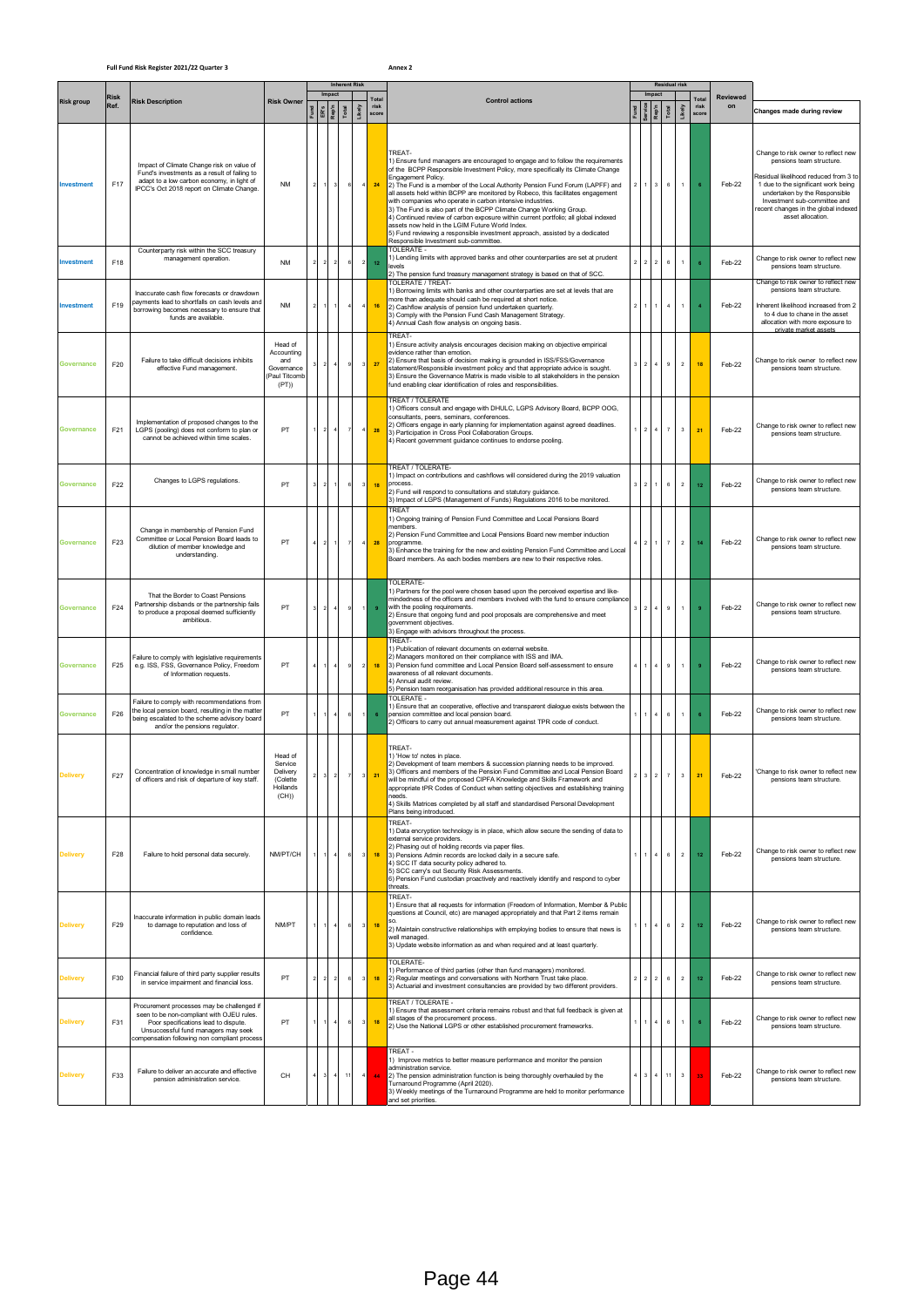Full Fund Risk Register 2021/22 Quarter 3

Annex 2

| Risk group | Risk Ref. | Risk Description | Risk Owner | Inherent Risk Impact Fund | ER's | Rep'n | Total | Likely | Total risk score | Control actions | Residual risk Impact Fund | Service | Rep'n | Total | Likely | Total risk score | Reviewed on | Changes made during review |
|---|---|---|---|---|---|---|---|---|---|---|---|---|---|---|---|---|---|---|
| Investment | F17 | Impact of Climate Change risk on value of Fund's investments as a result of failing to adapt to a low carbon economy, in light of IPCC's Oct 2018 report on Climate Change. | NM | 2 | 1 | 3 | 6 | 4 | 24 | TREAT- 1) Ensure fund managers are encouraged to engage and to follow the requirements of the BCPP Responsible Investment Policy, more specifically its Climate Change Engagement Policy. 2) The Fund is a member of the Local Authority Pension Fund Forum (LAPFF) and all assets held within BCPP are monitored by Robeco, this facilitates engagement with companies who operate in carbon intensive industries. 3) The Fund is also part of the BCPP Climate Change Working Group. 4) Continued review of carbon exposure within current portfolio; all global indexed assets now held in the LGIM Future World Index. 5) Fund reviewing a responsible investment approach, assisted by a dedicated Responsible Investment sub-committee. | 2 | 1 | 3 | 6 | 1 | 6 | Feb-22 | Change to risk owner to reflect new pensions team structure. Residual likelihood reduced from 3 to 1 due to the significant work being undertaken by the Responsible Investment sub-committee and recent changes in the global indexed asset allocation. |
| Investment | F18 | Counterparty risk within the SCC treasury management operation. | NM | 2 | 2 | 2 | 6 | 2 | 12 | TOLERATE - 1) Lending limits with approved banks and other counterparties are set at prudent levels 2) The pension fund treasury management strategy is based on that of SCC. | 2 | 2 | 2 | 6 | 1 | 6 | Feb-22 | Change to risk owner to reflect new pensions team structure. |
| Investment | F19 | Inaccurate cash flow forecasts or drawdown payments lead to shortfalls on cash levels and borrowing becomes necessary to ensure that funds are available. | NM | 2 | 1 | 1 | 4 | 4 | 16 | TOLERATE / TREAT- 1) Borrowing limits with banks and other counterparties are set at levels that are more than adequate should cash be required at short notice. 2) Cashflow analysis of pension fund undertaken quarterly. 3) Comply with the Pension Fund Cash Management Strategy. 4) Annual Cash flow analysis on ongoing basis. | 2 | 1 | 1 | 4 | 1 | 4 | Feb-22 | Change to risk owner to reflect new pensions team structure. Inherent likelihood increased from 2 to 4 due to chane in the asset allocation with more exposure to private market assets |
| Governance | F20 | Failure to take difficult decisions inhibits effective Fund management. | Head of Accounting and Governance (Paul Titcomb (PT)) | 3 | 2 | 4 | 9 | 3 | 27 | TREAT- 1) Ensure activity analysis encourages decision making on objective empirical evidence rather than emotion. 2) Ensure that basis of decision making is grounded in ISS/FSS/Governance statement/Responsible investment policy and that appropriate advice is sought. 3) Ensure the Governance Matrix is made visible to all stakeholders in the pension fund enabling clear identification of roles and responsibilities. | 3 | 2 | 4 | 9 | 2 | 18 | Feb-22 | Change to risk owner to reflect new pensions team structure. |
| Governance | F21 | Implementation of proposed changes to the LGPS (pooling) does not conform to plan or cannot be achieved within time scales. | PT | 1 | 2 | 4 | 7 | 4 | 28 | TREAT / TOLERATE 1) Officers consult and engage with DHULC, LGPS Advisory Board, BCPP OOG, consultants, peers, seminars, conferences. 2) Officers engage in early planning for implementation against agreed deadlines. 3) Participation in Cross Pool Collaboration Groups. 4) Recent government guidance continues to endorse pooling. | 1 | 2 | 4 | 7 | 3 | 21 | Feb-22 | Change to risk owner to reflect new pensions team structure. |
| Governance | F22 | Changes to LGPS regulations. | PT | 3 | 2 | 1 | 6 | 3 | 18 | TREAT / TOLERATE- 1) Impact on contributions and cashflows will considered during the 2019 valuation process. 2) Fund will respond to consultations and statutory guidance. 3) Impact of LGPS (Management of Funds) Regulations 2016 to be monitored. | 3 | 2 | 1 | 6 | 2 | 12 | Feb-22 | Change to risk owner to reflect new pensions team structure. |
| Governance | F23 | Change in membership of Pension Fund Committee or Local Pension Board leads to dilution of member knowledge and understanding. | PT | 4 | 2 | 1 | 7 | 4 | 28 | TREAT 1) Ongoing training of Pension Fund Committee and Local Pensions Board members. 2) Pension Fund Committee and Local Pensions Board new member induction programme. 3) Enhance the training for the new and existing Pension Fund Committee and Local Board members. As each bodies members are new to their respective roles. | 4 | 2 | 1 | 7 | 2 | 14 | Feb-22 | Change to risk owner to reflect new pensions team structure. |
| Governance | F24 | That the Border to Coast Pensions Partnership disbands or the partnership fails to produce a proposal deemed sufficiently ambitious. | PT | 3 | 2 | 4 | 9 | 1 | 9 | TOLERATE- 1) Partners for the pool were chosen based upon the perceived expertise and like-mindedness of the officers and members involved with the fund to ensure compliance with the pooling requirements. 2) Ensure that ongoing fund and pool proposals are comprehensive and meet government objectives. 3) Engage with advisors throughout the process. | 3 | 2 | 4 | 9 | 1 | 9 | Feb-22 | Change to risk owner to reflect new pensions team structure. |
| Governance | F25 | Failure to comply with legislative requirements e.g. ISS, FSS, Governance Policy, Freedom of Information requests. | PT | 4 | 1 | 4 | 9 | 2 | 18 | TREAT- 1) Publication of relevant documents on external website. 2) Managers monitored on their compliance with ISS and IMA. 3) Pension fund committee and Local Pension Board self-assessment to ensure awareness of all relevant documents. 4) Annual audit review. 5) Pension team reorganisation has provided additional resource in this area. | 4 | 1 | 4 | 9 | 1 | 9 | Feb-22 | Change to risk owner to reflect new pensions team structure. |
| Governance | F26 | Failure to comply with recommendations from the local pension board, resulting in the matter being escalated to the scheme advisory board and/or the pensions regulator. | PT | 1 | 1 | 4 | 6 | 1 | 6 | TOLERATE - 1) Ensure that an cooperative, effective and transparent dialogue exists between the pension committee and local pension board. 2) Officers to carry out annual measurement against TPR code of conduct. | 1 | 1 | 4 | 6 | 1 | 6 | Feb-22 | Change to risk owner to reflect new pensions team structure. |
| Delivery | F27 | Concentration of knowledge in small number of officers and risk of departure of key staff. | Head of Service Delivery (Colette Hollands (CH)) | 2 | 3 | 2 | 7 | 3 | 21 | TREAT- 1) 'How to' notes in place. 2) Development of team members & succession planning needs to be improved. 3) Officers and members of the Pension Fund Committee and Local Pension Board will be mindful of the proposed CIPFA Knowledge and Skills Framework and appropriate tPR Codes of Conduct when setting objectives and establishing training needs. 4) Skills Matrices completed by all staff and standardised Personal Development Plans being introduced. | 2 | 3 | 2 | 7 | 3 | 21 | Feb-22 | 'Change to risk owner to reflect new pensions team structure. |
| Delivery | F28 | Failure to hold personal data securely. | NM/PT/CH | 1 | 1 | 4 | 6 | 3 | 18 | TREAT- 1) Data encryption technology is in place, which allow secure the sending of data to external service providers. 2) Phasing out of holding records via paper files. 3) Pensions Admin records are locked daily in a secure safe. 4) SCC IT data security policy adhered to. 5) SCC carry's out Security Risk Assessments. 6) Pension Fund custodian proactively and reactively identify and respond to cyber threats. | 1 | 1 | 4 | 6 | 2 | 12 | Feb-22 | Change to risk owner to reflect new pensions team structure. |
| Delivery | F29 | Inaccurate information in public domain leads to damage to reputation and loss of confidence. | NM/PT | 1 | 1 | 4 | 6 | 3 | 18 | TREAT- 1) Ensure that all requests for information (Freedom of Information, Member & Public questions at Council, etc) are managed appropriately and that Part 2 items remain so. 2) Maintain constructive relationships with employing bodies to ensure that news is well managed. 3) Update website information as and when required and at least quarterly. | 1 | 1 | 4 | 6 | 2 | 12 | Feb-22 | Change to risk owner to reflect new pensions team structure. |
| Delivery | F30 | Financial failure of third party supplier results in service impairment and financial loss. | PT | 2 | 2 | 2 | 6 | 3 | 18 | TOLERATE- 1) Performance of third parties (other than fund managers) monitored. 2) Regular meetings and conversations with Northern Trust take place. 3) Actuarial and investment consultancies are provided by two different providers. | 2 | 2 | 2 | 6 | 2 | 12 | Feb-22 | Change to risk owner to reflect new pensions team structure. |
| Delivery | F31 | Procurement processes may be challenged if seen to be non-compliant with OJEU rules. Poor specifications lead to dispute. Unsuccessful fund managers may seek compensation following non compliant process | PT | 1 | 1 | 4 | 6 | 3 | 18 | TREAT / TOLERATE - 1) Ensure that assessment criteria remains robust and that full feedback is given at all stages of the procurement process. 2) Use the National LGPS or other established procurement frameworks. | 1 | 1 | 4 | 6 | 1 | 6 | Feb-22 | Change to risk owner to reflect new pensions team structure. |
| Delivery | F33 | Failure to deliver an accurate and effective pension administration service. | CH | 4 | 3 | 4 | 11 | 4 | 44 | TREAT - 1) Improve metrics to better measure performance and monitor the pension administration service. 2) The pension administration function is being thoroughly overhauled by the Turnaround Programme (April 2020). 3) Weekly meetings of the Turnaround Programme are held to monitor performance and set priorities. | 4 | 3 | 4 | 11 | 3 | 33 | Feb-22 | Change to risk owner to reflect new pensions team structure. |